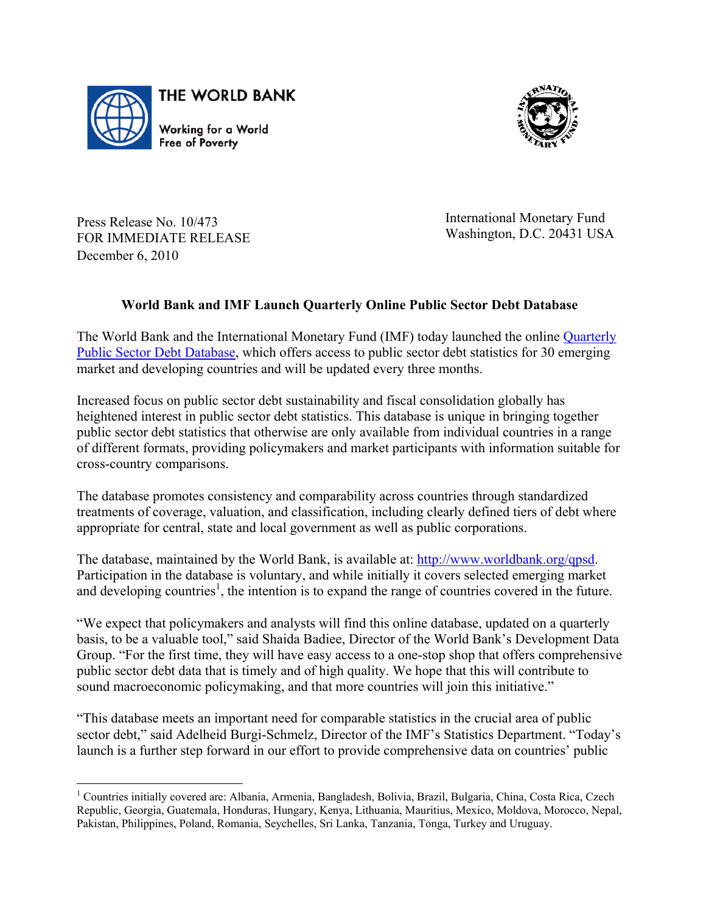THE WORLD BANK

Working for a World Free of Poverty

Press Release No. 10/473
FOR IMMEDIATE RELEASE
December 6, 2010

International Monetary Fund
Washington, D.C. 20431 USA

**World Bank and IMF Launch Quarterly Online Public Sector Debt Database**

The World Bank and the International Monetary Fund (IMF) today launched the online Quarterly Public Sector Debt Database, which offers access to public sector debt statistics for 30 emerging market and developing countries and will be updated every three months.

Increased focus on public sector debt sustainability and fiscal consolidation globally has heightened interest in public sector debt statistics. This database is unique in bringing together public sector debt statistics that otherwise are only available from individual countries in a range of different formats, providing policymakers and market participants with information suitable for cross-country comparisons.

The database promotes consistency and comparability across countries through standardized treatments of coverage, valuation, and classification, including clearly defined tiers of debt where appropriate for central, state and local government as well as public corporations.

The database, maintained by the World Bank, is available at: http://www.worldbank.org/qpsd. Participation in the database is voluntary, and while initially it covers selected emerging market and developing countries[1], the intention is to expand the range of countries covered in the future.

"We expect that policymakers and analysts will find this online database, updated on a quarterly basis, to be a valuable tool," said Shaida Badiee, Director of the World Bank's Development Data Group. "For the first time, they will have easy access to a one-stop shop that offers comprehensive public sector debt data that is timely and of high quality. We hope that this will contribute to sound macroeconomic policymaking, and that more countries will join this initiative."

"This database meets an important need for comparable statistics in the crucial area of public sector debt," said Adelheid Burgi-Schmelz, Director of the IMF's Statistics Department. "Today's launch is a further step forward in our effort to provide comprehensive data on countries' public

[1] Countries initially covered are: Albania, Armenia, Bangladesh, Bolivia, Brazil, Bulgaria, China, Costa Rica, Czech Republic, Georgia, Guatemala, Honduras, Hungary, Kenya, Lithuania, Mauritius, Mexico, Moldova, Morocco, Nepal, Pakistan, Philippines, Poland, Romania, Seychelles, Sri Lanka, Tanzania, Tonga, Turkey and Uruguay.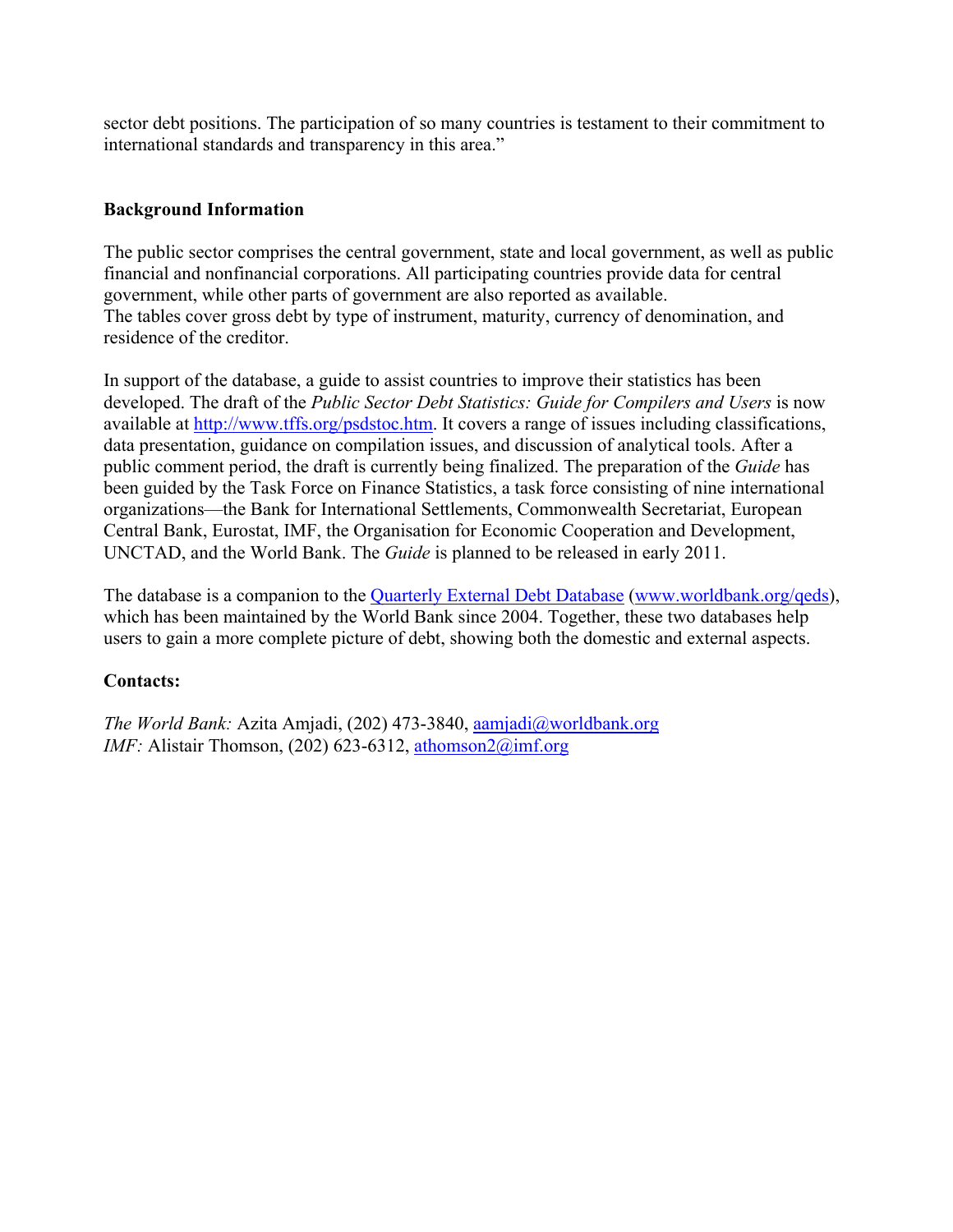sector debt positions. The participation of so many countries is testament to their commitment to international standards and transparency in this area."

**Background Information**

The public sector comprises the central government, state and local government, as well as public financial and nonfinancial corporations. All participating countries provide data for central government, while other parts of government are also reported as available.
The tables cover gross debt by type of instrument, maturity, currency of denomination, and residence of the creditor.

In support of the database, a guide to assist countries to improve their statistics has been developed. The draft of the *Public Sector Debt Statistics: Guide for Compilers and Users* is now available at http://www.tffs.org/psdstoc.htm. It covers a range of issues including classifications, data presentation, guidance on compilation issues, and discussion of analytical tools. After a public comment period, the draft is currently being finalized. The preparation of the *Guide* has been guided by the Task Force on Finance Statistics, a task force consisting of nine international organizations—the Bank for International Settlements, Commonwealth Secretariat, European Central Bank, Eurostat, IMF, the Organisation for Economic Cooperation and Development, UNCTAD, and the World Bank. The *Guide* is planned to be released in early 2011.

The database is a companion to the Quarterly External Debt Database (www.worldbank.org/qeds), which has been maintained by the World Bank since 2004. Together, these two databases help users to gain a more complete picture of debt, showing both the domestic and external aspects.

**Contacts:**

*The World Bank:* Azita Amjadi, (202) 473-3840, aamjadi@worldbank.org
*IMF:* Alistair Thomson, (202) 623-6312, athomson2@imf.org